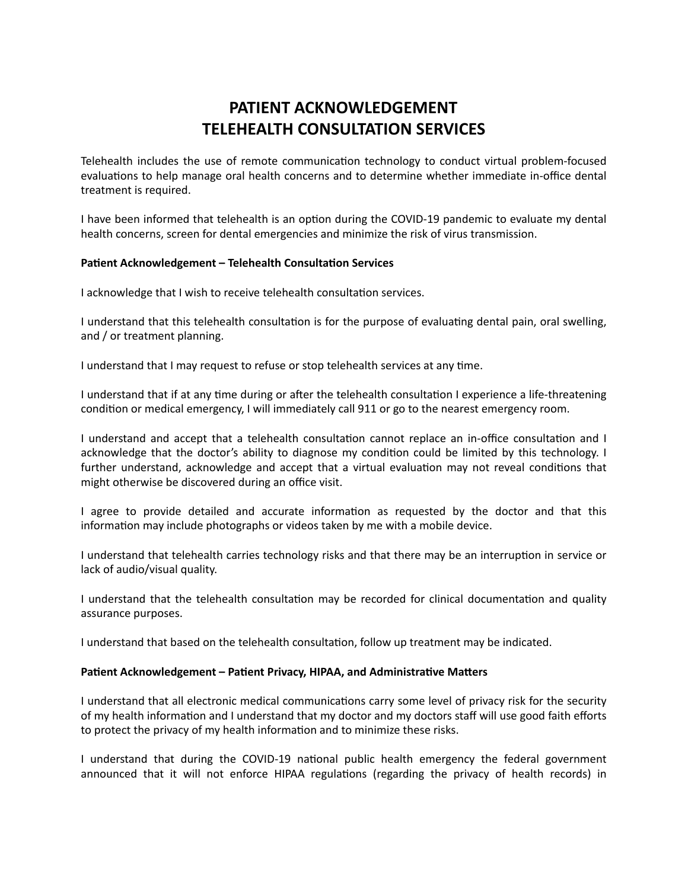# PATIENT ACKNOWLEDGEMENT
# TELEHEALTH CONSULTATION SERVICES

Telehealth includes the use of remote communication technology to conduct virtual problem-focused evaluations to help manage oral health concerns and to determine whether immediate in-office dental treatment is required.

I have been informed that telehealth is an option during the COVID-19 pandemic to evaluate my dental health concerns, screen for dental emergencies and minimize the risk of virus transmission.

**Patient Acknowledgement – Telehealth Consultation Services**

I acknowledge that I wish to receive telehealth consultation services.

I understand that this telehealth consultation is for the purpose of evaluating dental pain, oral swelling, and / or treatment planning.

I understand that I may request to refuse or stop telehealth services at any time.

I understand that if at any time during or after the telehealth consultation I experience a life-threatening condition or medical emergency, I will immediately call 911 or go to the nearest emergency room.

I understand and accept that a telehealth consultation cannot replace an in-office consultation and I acknowledge that the doctor's ability to diagnose my condition could be limited by this technology. I further understand, acknowledge and accept that a virtual evaluation may not reveal conditions that might otherwise be discovered during an office visit.

I agree to provide detailed and accurate information as requested by the doctor and that this information may include photographs or videos taken by me with a mobile device.

I understand that telehealth carries technology risks and that there may be an interruption in service or lack of audio/visual quality.

I understand that the telehealth consultation may be recorded for clinical documentation and quality assurance purposes.

I understand that based on the telehealth consultation, follow up treatment may be indicated.

**Patient Acknowledgement – Patient Privacy, HIPAA, and Administrative Matters**

I understand that all electronic medical communications carry some level of privacy risk for the security of my health information and I understand that my doctor and my doctors staff will use good faith efforts to protect the privacy of my health information and to minimize these risks.

I understand that during the COVID-19 national public health emergency the federal government announced that it will not enforce HIPAA regulations (regarding the privacy of health records) in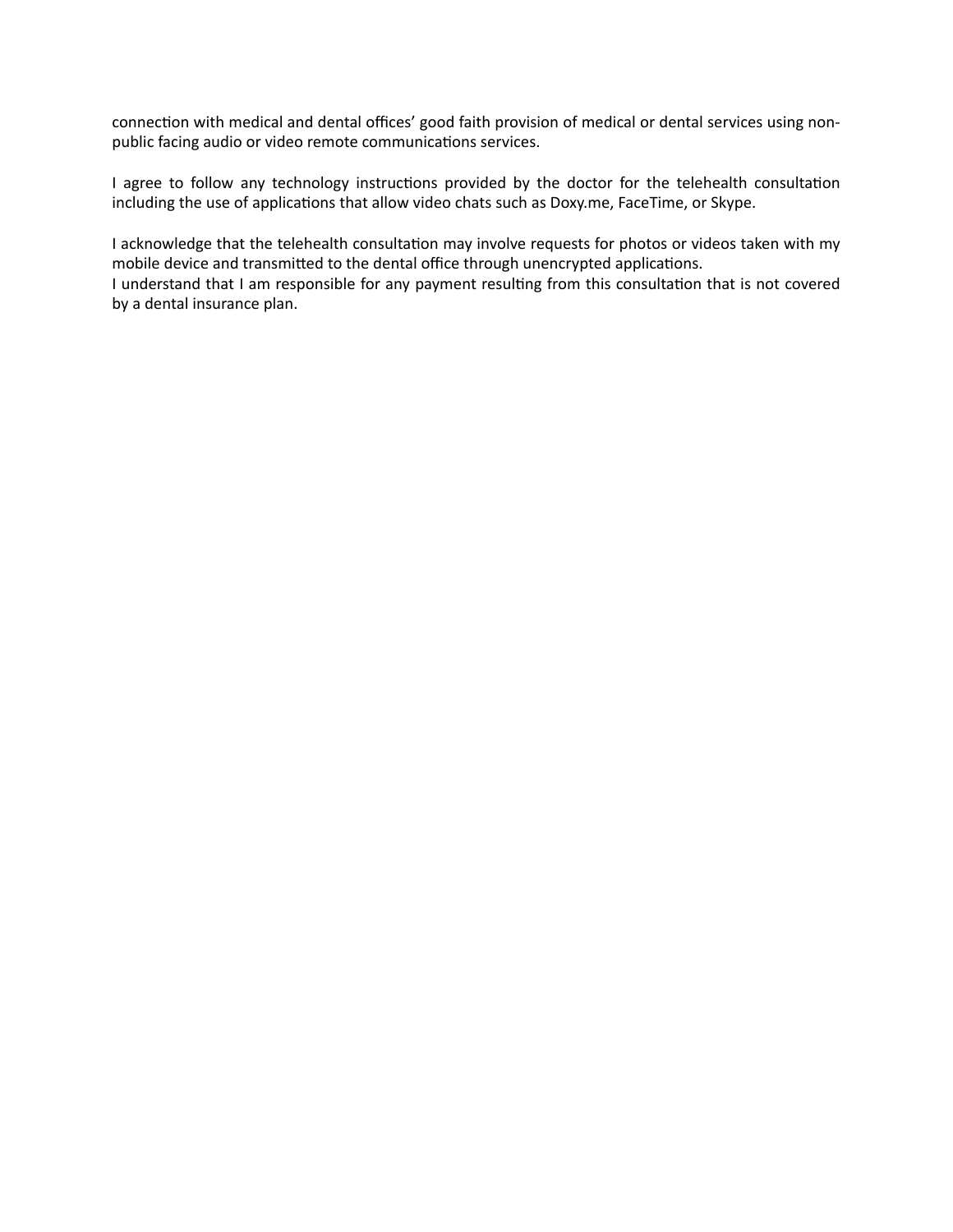connection with medical and dental offices' good faith provision of medical or dental services using non-public facing audio or video remote communications services.

I agree to follow any technology instructions provided by the doctor for the telehealth consultation including the use of applications that allow video chats such as Doxy.me, FaceTime, or Skype.

I acknowledge that the telehealth consultation may involve requests for photos or videos taken with my mobile device and transmitted to the dental office through unencrypted applications.
I understand that I am responsible for any payment resulting from this consultation that is not covered by a dental insurance plan.